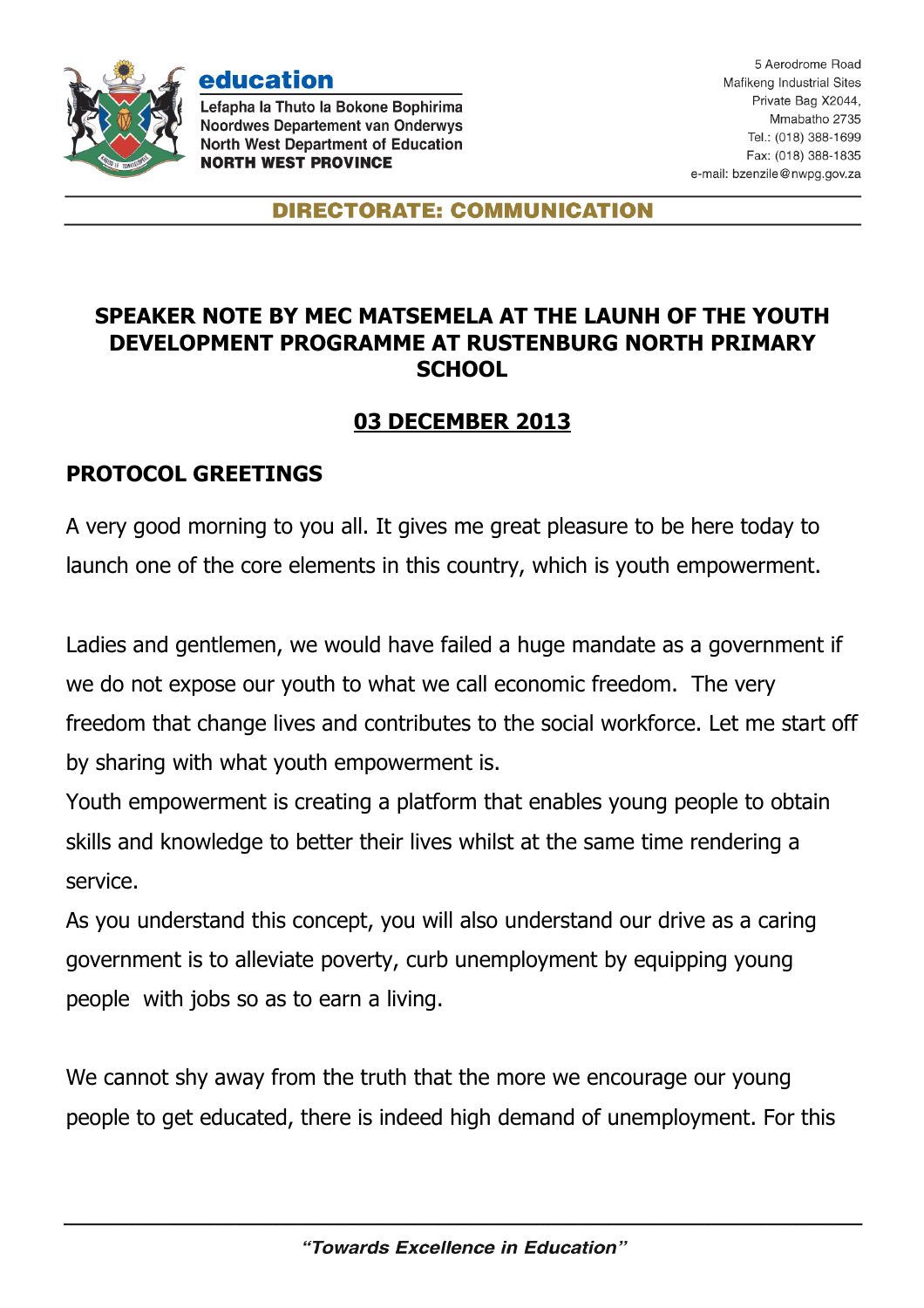**education**

Lefapha la Thuto la Bokone Bophirima
Noordwes Departement van Onderwys
North West Department of Education
**NORTH WEST PROVINCE**

5 Aerodrome Road
Mafikeng Industrial Sites
Private Bag X2044,
Mmabatho 2735
Tel.: (018) 388-1699
Fax: (018) 388-1835
e-mail: bzenzile@nwpg.gov.za

**DIRECTORATE: COMMUNICATION**

# SPEAKER NOTE BY MEC MATSEMELA AT THE LAUNH OF THE YOUTH DEVELOPMENT PROGRAMME AT RUSTENBURG NORTH PRIMARY SCHOOL

## 03 DECEMBER 2013

## PROTOCOL GREETINGS

A very good morning to you all. It gives me great pleasure to be here today to launch one of the core elements in this country, which is youth empowerment.

Ladies and gentlemen, we would have failed a huge mandate as a government if we do not expose our youth to what we call economic freedom. The very freedom that change lives and contributes to the social workforce. Let me start off by sharing with what youth empowerment is.

Youth empowerment is creating a platform that enables young people to obtain skills and knowledge to better their lives whilst at the same time rendering a service.

As you understand this concept, you will also understand our drive as a caring government is to alleviate poverty, curb unemployment by equipping young people with jobs so as to earn a living.

We cannot shy away from the truth that the more we encourage our young people to get educated, there is indeed high demand of unemployment. For this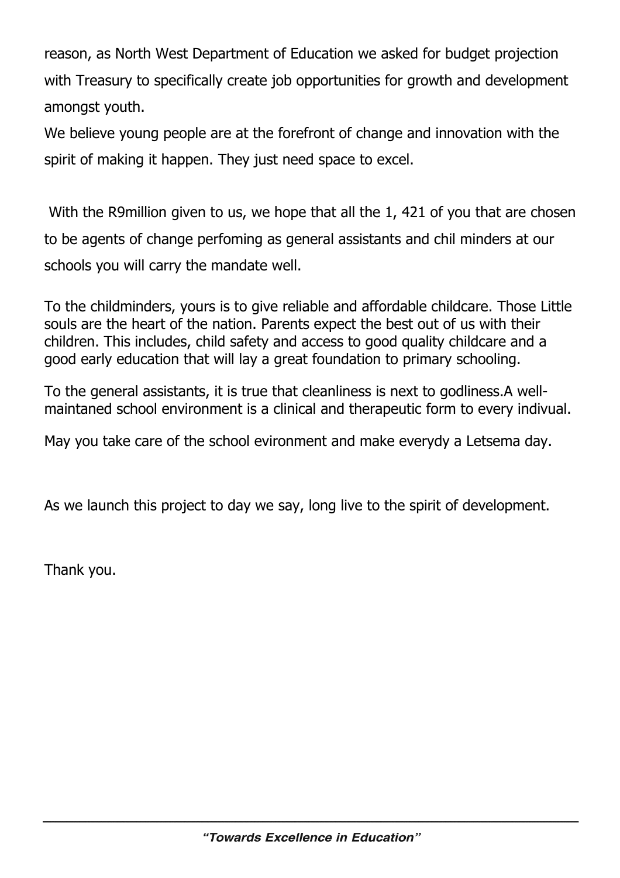reason, as North West Department of Education we asked for budget projection with Treasury to specifically create job opportunities for growth and development amongst youth.

We believe young people are at the forefront of change and innovation with the spirit of making it happen. They just need space to excel.

With the R9million given to us, we hope that all the 1, 421 of you that are chosen to be agents of change perfoming as general assistants and chil minders at our schools you will carry the mandate well.

To the childminders, yours is to give reliable and affordable childcare. Those Little souls are the heart of the nation. Parents expect the best out of us with their children. This includes, child safety and access to good quality childcare and a good early education that will lay a great foundation to primary schooling.

To the general assistants, it is true that cleanliness is next to godliness.A well-maintaned school environment is a clinical and therapeutic form to every indivual.

May you take care of the school evironment and make everydy a Letsema day.

As we launch this project to day we say, long live to the spirit of development.

Thank you.